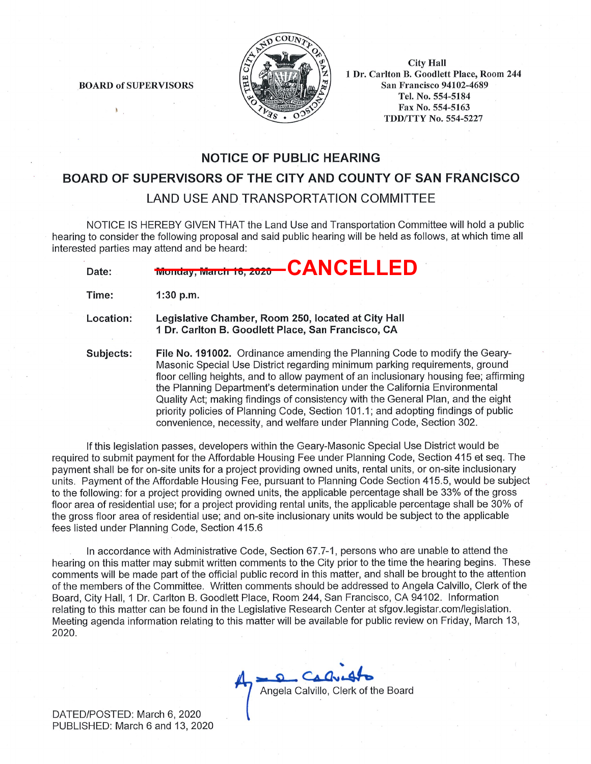**BOARD of SUPERVISORS**

City Hall
1 Dr. Carlton B. Goodlett Place, Room 244
San Francisco 94102-4689
Tel. No. 554-5184
Fax No. 554-5163
TDD/TTY No. 554-5227

## NOTICE OF PUBLIC HEARING

## BOARD OF SUPERVISORS OF THE CITY AND COUNTY OF SAN FRANCISCO

### LAND USE AND TRANSPORTATION COMMITTEE

NOTICE IS HEREBY GIVEN THAT the Land Use and Transportation Committee will hold a public hearing to consider the following proposal and said public hearing will be held as follows, at which time all interested parties may attend and be heard:

**Date:** ~~Monday, March 16, 2020~~ **CANCELLED**

**Time:** **1:30 p.m.**

**Location:** **Legislative Chamber, Room 250, located at City Hall**
**1 Dr. Carlton B. Goodlett Place, San Francisco, CA**

**Subjects:** **File No. 191002.** Ordinance amending the Planning Code to modify the Geary-Masonic Special Use District regarding minimum parking requirements, ground floor ceiling heights, and to allow payment of an inclusionary housing fee; affirming the Planning Department's determination under the California Environmental Quality Act; making findings of consistency with the General Plan, and the eight priority policies of Planning Code, Section 101.1; and adopting findings of public convenience, necessity, and welfare under Planning Code, Section 302.

If this legislation passes, developers within the Geary-Masonic Special Use District would be required to submit payment for the Affordable Housing Fee under Planning Code, Section 415 et seq. The payment shall be for on-site units for a project providing owned units, rental units, or on-site inclusionary units. Payment of the Affordable Housing Fee, pursuant to Planning Code Section 415.5, would be subject to the following: for a project providing owned units, the applicable percentage shall be 33% of the gross floor area of residential use; for a project providing rental units, the applicable percentage shall be 30% of the gross floor area of residential use; and on-site inclusionary units would be subject to the applicable fees listed under Planning Code, Section 415.6

In accordance with Administrative Code, Section 67.7-1, persons who are unable to attend the hearing on this matter may submit written comments to the City prior to the time the hearing begins. These comments will be made part of the official public record in this matter, and shall be brought to the attention of the members of the Committee. Written comments should be addressed to Angela Calvillo, Clerk of the Board, City Hall, 1 Dr. Carlton B. Goodlett Place, Room 244, San Francisco, CA 94102. Information relating to this matter can be found in the Legislative Research Center at sfgov.legistar.com/legislation. Meeting agenda information relating to this matter will be available for public review on Friday, March 13, 2020.

Angela Calvillo, Clerk of the Board

DATED/POSTED: March 6, 2020
PUBLISHED: March 6 and 13, 2020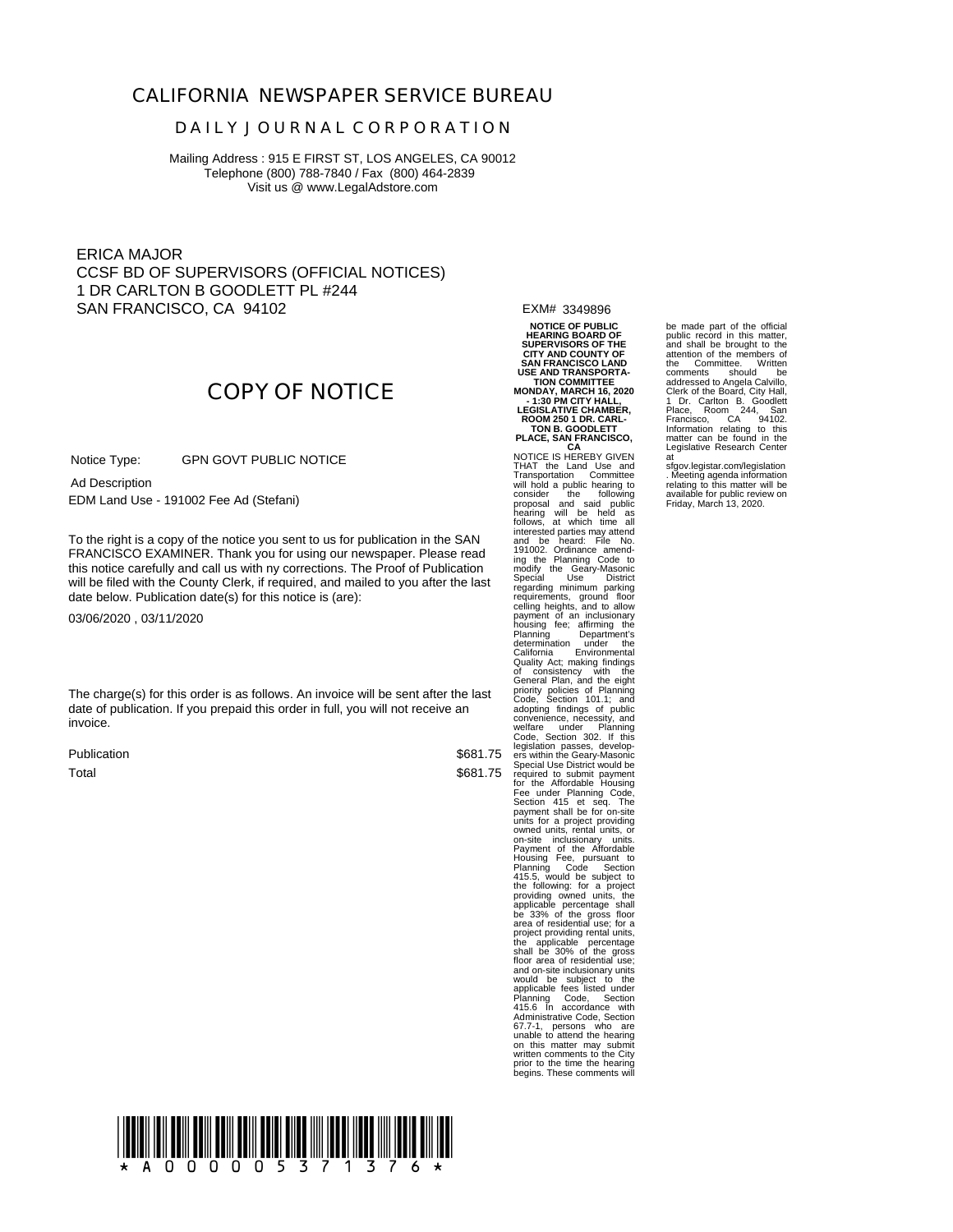# CALIFORNIA NEWSPAPER SERVICE BUREAU

## DAILY JOURNAL CORPORATION

Mailing Address : 915 E FIRST ST, LOS ANGELES, CA 90012
Telephone (800) 788-7840 / Fax (800) 464-2839
Visit us @ www.LegalAdstore.com

ERICA MAJOR
CCSF BD OF SUPERVISORS (OFFICIAL NOTICES)
1 DR CARLTON B GOODLETT PL #244
SAN FRANCISCO, CA 94102

## COPY OF NOTICE

Notice Type: GPN GOVT PUBLIC NOTICE

Ad Description
EDM Land Use - 191002 Fee Ad (Stefani)

To the right is a copy of the notice you sent to us for publication in the SAN FRANCISCO EXAMINER. Thank you for using our newspaper. Please read this notice carefully and call us with ny corrections. The Proof of Publication will be filed with the County Clerk, if required, and mailed to you after the last date below. Publication date(s) for this notice is (are):

03/06/2020 , 03/11/2020

The charge(s) for this order is as follows. An invoice will be sent after the last date of publication. If you prepaid this order in full, you will not receive an invoice.

| | |
|---|---|
| Publication | $681.75 |
| Total | $681.75 |

EXM# 3349896

**NOTICE OF PUBLIC HEARING BOARD OF SUPERVISORS OF THE CITY AND COUNTY OF SAN FRANCISCO LAND USE AND TRANSPORTATION COMMITTEE MONDAY, MARCH 16, 2020 - 1:30 PM CITY HALL, LEGISLATIVE CHAMBER, ROOM 250 1 DR. CARLTON B. GOODLETT PLACE, SAN FRANCISCO, CA**

NOTICE IS HEREBY GIVEN THAT the Land Use and Transportation Committee will hold a public hearing to consider the following proposal and said public hearing will be held as follows, at which time all interested parties may attend and be heard: File No. 191002. Ordinance amending the Planning Code to modify the Geary-Masonic Special Use District regarding minimum parking requirements, ground floor ceiling heights, and to allow payment of an inclusionary housing fee; affirming the Planning Department's determination under the California Environmental Quality Act; making findings of consistency with the General Plan, and the eight priority policies of Planning Code, Section 101.1; and adopting findings of public convenience, necessity, and welfare under Planning Code, Section 302. If this legislation passes, developers within the Geary-Masonic Special Use District would be required to submit payment for the Affordable Housing Fee under Planning Code, Section 415 et seq. The payment shall be for on-site units for a project providing owned units, rental units, or on-site inclusionary units. Payment of the Affordable Housing Fee, pursuant to Planning Code Section 415.5, would be subject to the following: for a project providing owned units, the applicable percentage shall be 33% of the gross floor area of residential use; for a project providing rental units, the applicable percentage shall be 30% of the gross floor area of residential use; and on-site inclusionary units would be subject to the applicable fees listed under Planning Code, Section 415.6 In accordance with Administrative Code, Section 67.7-1, persons who are unable to attend the hearing on this matter may submit written comments to the City prior to the time the hearing begins. These comments will be made part of the official public record in this matter, and shall be brought to the attention of the members of the Committee. Written comments should be addressed to Angela Calvillo, Clerk of the Board, City Hall, 1 Dr. Carlton B. Goodlett Place, Room 244, San Francisco, CA 94102. Information relating to this matter can be found in the Legislative Research Center at sfgov.legistar.com/legislation. Meeting agenda information relating to this matter will be available for public review on Friday, March 13, 2020.

\* A 0 0 0 0 0 5 3 7 1 3 7 6 \*